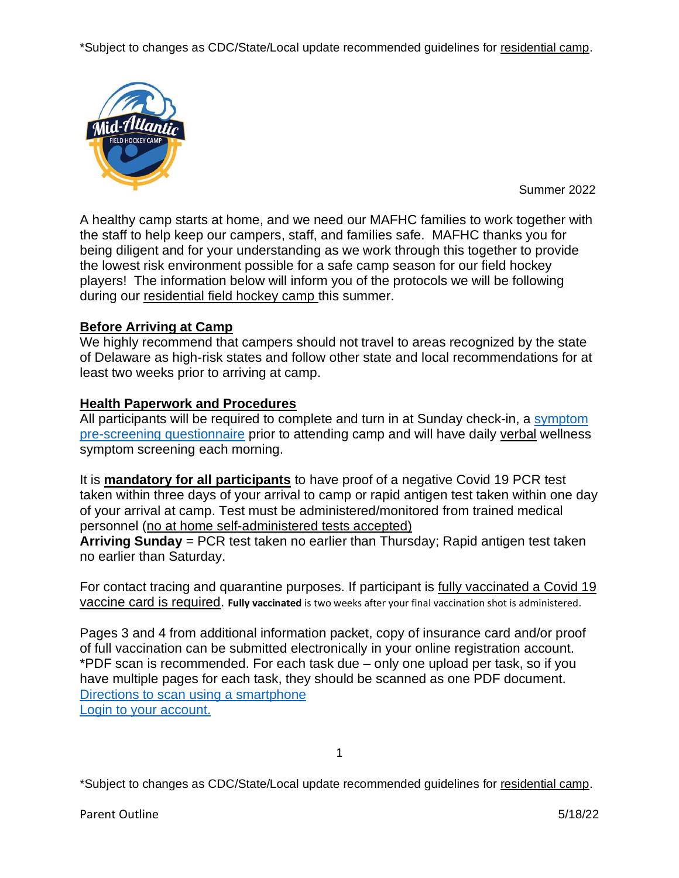Summer 2022

A healthy camp starts at home, and we need our MAFHC families to work together with the staff to help keep our campers, staff, and families safe. MAFHC thanks you for being diligent and for your understanding as we work through this together to provide the lowest risk environment possible for a safe camp season for our field hockey players! The information below will inform you of the protocols we will be following during our residential field hockey camp this summer.

## Before Arriving at Camp

We highly recommend that campers should not travel to areas recognized by the state of Delaware as high-risk states and follow other state and local recommendations for at least two weeks prior to arriving at camp.

## Health Paperwork and Procedures

All participants will be required to complete and turn in at Sunday check-in, a symptom pre-screening questionnaire prior to attending camp and will have daily verbal wellness symptom screening each morning.

It is **mandatory for all participants** to have proof of a negative Covid 19 PCR test taken within three days of your arrival to camp or rapid antigen test taken within one day of your arrival at camp. Test must be administered/monitored from trained medical personnel (no at home self-administered tests accepted)

**Arriving Sunday** = PCR test taken no earlier than Thursday; Rapid antigen test taken no earlier than Saturday.

For contact tracing and quarantine purposes. If participant is fully vaccinated a Covid 19 vaccine card is required. **Fully vaccinated** is two weeks after your final vaccination shot is administered.

Pages 3 and 4 from additional information packet, copy of insurance card and/or proof of full vaccination can be submitted electronically in your online registration account. *PDF scan is recommended. For each task due – only one upload per task, so if you have multiple pages for each task, they should be scanned as one PDF document.

Directions to scan using a smartphone

Login to your account.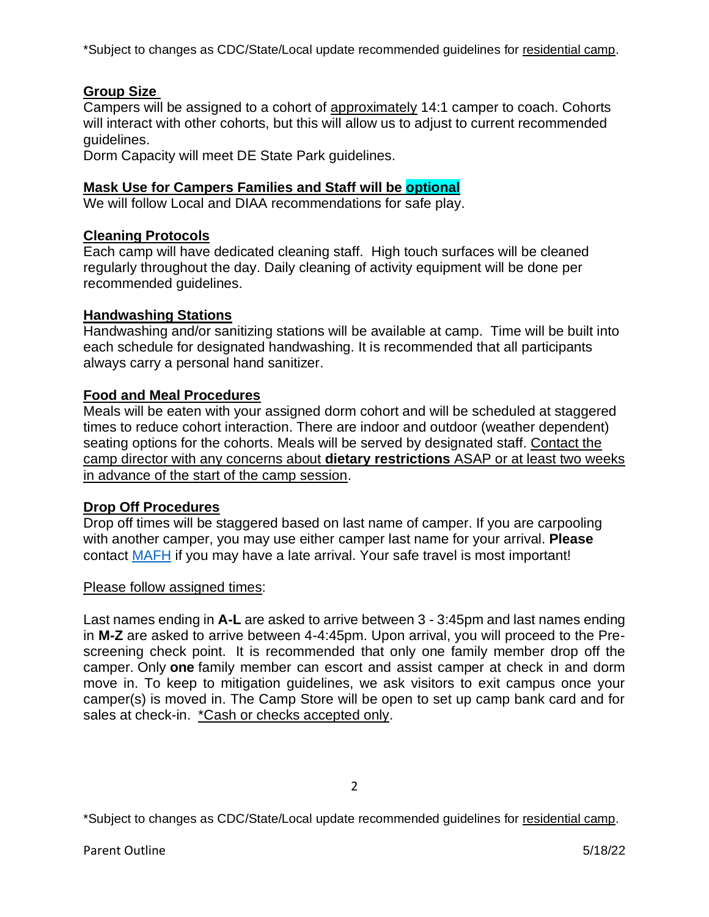## **Group Size**

Campers will be assigned to a cohort of approximately 14:1 camper to coach. Cohorts will interact with other cohorts, but this will allow us to adjust to current recommended guidelines.

Dorm Capacity will meet DE State Park guidelines.

## **Mask Use for Campers Families and Staff will be optional**

We will follow Local and DIAA recommendations for safe play.

## **Cleaning Protocols**

Each camp will have dedicated cleaning staff. High touch surfaces will be cleaned regularly throughout the day. Daily cleaning of activity equipment will be done per recommended guidelines.

## **Handwashing Stations**

Handwashing and/or sanitizing stations will be available at camp. Time will be built into each schedule for designated handwashing. It is recommended that all participants always carry a personal hand sanitizer.

## **Food and Meal Procedures**

Meals will be eaten with your assigned dorm cohort and will be scheduled at staggered times to reduce cohort interaction. There are indoor and outdoor (weather dependent) seating options for the cohorts. Meals will be served by designated staff. Contact the camp director with any concerns about **dietary restrictions** ASAP or at least two weeks in advance of the start of the camp session.

## **Drop Off Procedures**

Drop off times will be staggered based on last name of camper. If you are carpooling with another camper, you may use either camper last name for your arrival. **Please** contact MAFH if you may have a late arrival. Your safe travel is most important!

Please follow assigned times:

Last names ending in **A-L** are asked to arrive between 3 - 3:45pm and last names ending in **M-Z** are asked to arrive between 4-4:45pm. Upon arrival, you will proceed to the Pre-screening check point. It is recommended that only one family member drop off the camper. Only **one** family member can escort and assist camper at check in and dorm move in. To keep to mitigation guidelines, we ask visitors to exit campus once your camper(s) is moved in. The Camp Store will be open to set up camp bank card and for sales at check-in. *Cash or checks accepted only.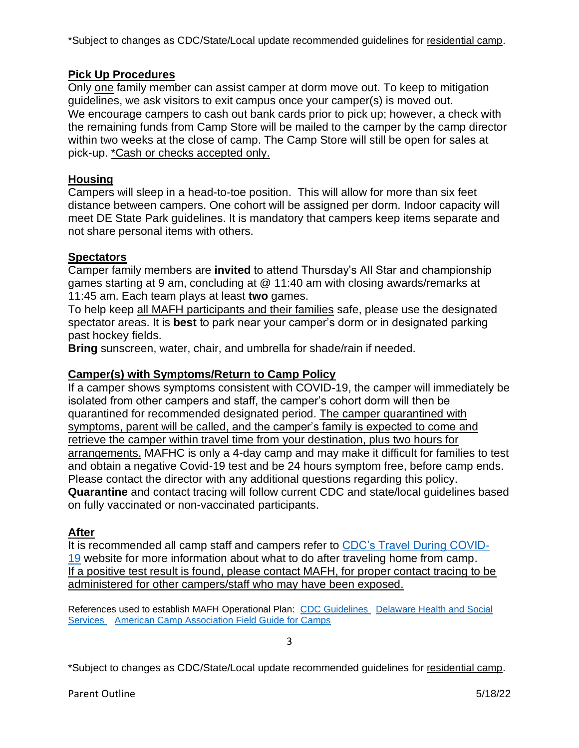## Pick Up Procedures

Only one family member can assist camper at dorm move out. To keep to mitigation guidelines, we ask visitors to exit campus once your camper(s) is moved out. We encourage campers to cash out bank cards prior to pick up; however, a check with the remaining funds from Camp Store will be mailed to the camper by the camp director within two weeks at the close of camp. The Camp Store will still be open for sales at pick-up. *Cash or checks accepted only.

## Housing

Campers will sleep in a head-to-toe position. This will allow for more than six feet distance between campers. One cohort will be assigned per dorm. Indoor capacity will meet DE State Park guidelines. It is mandatory that campers keep items separate and not share personal items with others.

## Spectators

Camper family members are **invited** to attend Thursday's All Star and championship games starting at 9 am, concluding at @ 11:40 am with closing awards/remarks at 11:45 am. Each team plays at least **two** games.

To help keep all MAFH participants and their families safe, please use the designated spectator areas. It is **best** to park near your camper's dorm or in designated parking past hockey fields.

**Bring** sunscreen, water, chair, and umbrella for shade/rain if needed.

## Camper(s) with Symptoms/Return to Camp Policy

If a camper shows symptoms consistent with COVID-19, the camper will immediately be isolated from other campers and staff, the camper's cohort dorm will then be quarantined for recommended designated period. The camper quarantined with symptoms, parent will be called, and the camper's family is expected to come and retrieve the camper within travel time from your destination, plus two hours for arrangements. MAFHC is only a 4-day camp and may make it difficult for families to test and obtain a negative Covid-19 test and be 24 hours symptom free, before camp ends. Please contact the director with any additional questions regarding this policy.

**Quarantine** and contact tracing will follow current CDC and state/local guidelines based on fully vaccinated or non-vaccinated participants.

## After

It is recommended all camp staff and campers refer to CDC's Travel During COVID-19 website for more information about what to do after traveling home from camp.

If a positive test result is found, please contact MAFH, for proper contact tracing to be administered for other campers/staff who may have been exposed.

References used to establish MAFH Operational Plan: CDC Guidelines Delaware Health and Social Services American Camp Association Field Guide for Camps